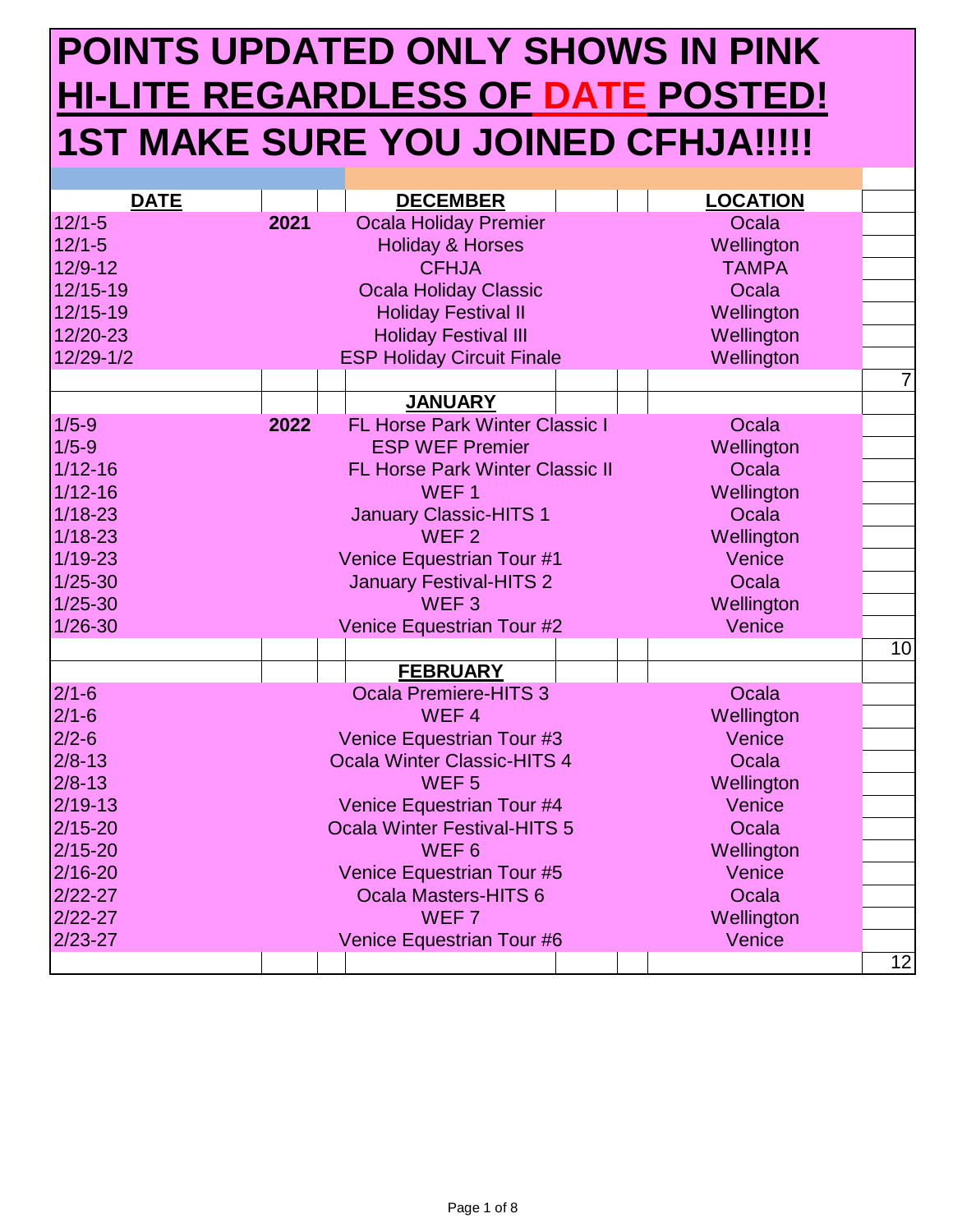# POINTS UPDATED ONLY SHOWS IN PINK

# HI-LITE REGARDLESS OF DATE POSTED!

# 1ST MAKE SURE YOU JOINED CFHJA!!!!!

| DATE | | DECEMBER | LOCATION | |
|---|---|---|---|---|
| 12/1-5 | 2021 | Ocala Holiday Premier | Ocala | |
| 12/1-5 | | Holiday & Horses | Wellington | |
| 12/9-12 | | CFHJA | TAMPA | |
| 12/15-19 | | Ocala Holiday Classic | Ocala | |
| 12/15-19 | | Holiday Festival II | Wellington | |
| 12/20-23 | | Holiday Festival III | Wellington | |
| 12/29-1/2 | | ESP Holiday Circuit Finale | Wellington | |
| | | | | 7 |
| | | **JANUARY** | | |
| 1/5-9 | 2022 | FL Horse Park Winter Classic I | Ocala | |
| 1/5-9 | | ESP WEF Premier | Wellington | |
| 1/12-16 | | FL Horse Park Winter Classic II | Ocala | |
| 1/12-16 | | WEF 1 | Wellington | |
| 1/18-23 | | January Classic-HITS 1 | Ocala | |
| 1/18-23 | | WEF 2 | Wellington | |
| 1/19-23 | | Venice Equestrian Tour #1 | Venice | |
| 1/25-30 | | January Festival-HITS 2 | Ocala | |
| 1/25-30 | | WEF 3 | Wellington | |
| 1/26-30 | | Venice Equestrian Tour #2 | Venice | |
| | | | | 10 |
| | | **FEBRUARY** | | |
| 2/1-6 | | Ocala Premiere-HITS 3 | Ocala | |
| 2/1-6 | | WEF 4 | Wellington | |
| 2/2-6 | | Venice Equestrian Tour #3 | Venice | |
| 2/8-13 | | Ocala Winter Classic-HITS 4 | Ocala | |
| 2/8-13 | | WEF 5 | Wellington | |
| 2/19-13 | | Venice Equestrian Tour #4 | Venice | |
| 2/15-20 | | Ocala Winter Festival-HITS 5 | Ocala | |
| 2/15-20 | | WEF 6 | Wellington | |
| 2/16-20 | | Venice Equestrian Tour #5 | Venice | |
| 2/22-27 | | Ocala Masters-HITS 6 | Ocala | |
| 2/22-27 | | WEF 7 | Wellington | |
| 2/23-27 | | Venice Equestrian Tour #6 | Venice | |
| | | | | 12 |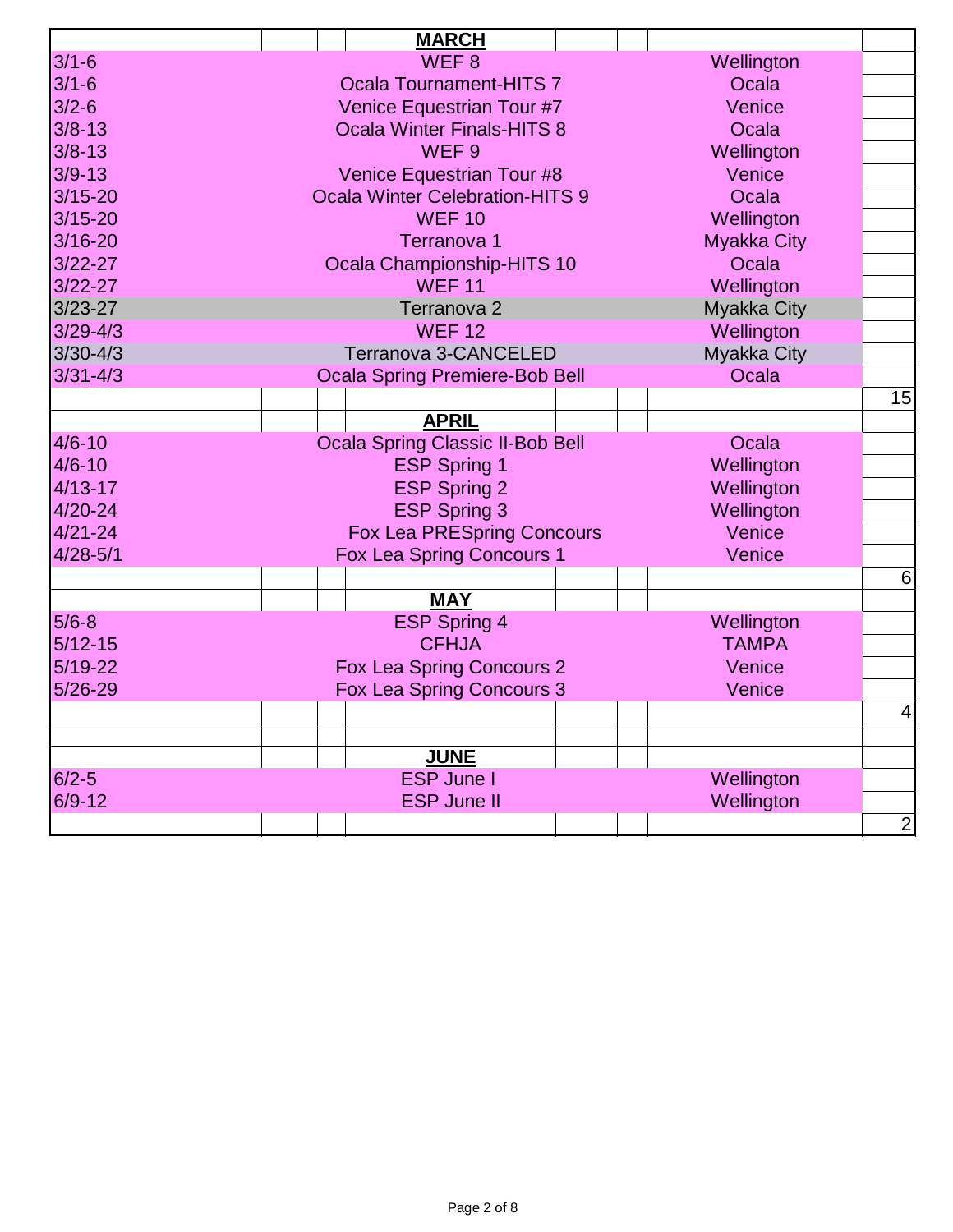| Date | Event | Location | Count |
|---|---|---|---|
| | **MARCH** | | |
| 3/1-6 | WEF 8 | Wellington | |
| 3/1-6 | Ocala Tournament-HITS 7 | Ocala | |
| 3/2-6 | Venice Equestrian Tour #7 | Venice | |
| 3/8-13 | Ocala Winter Finals-HITS 8 | Ocala | |
| 3/8-13 | WEF 9 | Wellington | |
| 3/9-13 | Venice Equestrian Tour #8 | Venice | |
| 3/15-20 | Ocala Winter Celebration-HITS 9 | Ocala | |
| 3/15-20 | WEF 10 | Wellington | |
| 3/16-20 | Terranova 1 | Myakka City | |
| 3/22-27 | Ocala Championship-HITS 10 | Ocala | |
| 3/22-27 | WEF 11 | Wellington | |
| 3/23-27 | Terranova 2 | Myakka City | |
| 3/29-4/3 | WEF 12 | Wellington | |
| 3/30-4/3 | Terranova 3-CANCELED | Myakka City | |
| 3/31-4/3 | Ocala Spring Premiere-Bob Bell | Ocala | |
| | | | 15 |
| | **APRIL** | | |
| 4/6-10 | Ocala Spring Classic II-Bob Bell | Ocala | |
| 4/6-10 | ESP Spring 1 | Wellington | |
| 4/13-17 | ESP Spring 2 | Wellington | |
| 4/20-24 | ESP Spring 3 | Wellington | |
| 4/21-24 | Fox Lea PRESpring Concours | Venice | |
| 4/28-5/1 | Fox Lea Spring Concours 1 | Venice | |
| | | | 6 |
| | **MAY** | | |
| 5/6-8 | ESP Spring 4 | Wellington | |
| 5/12-15 | CFHJA | TAMPA | |
| 5/19-22 | Fox Lea Spring Concours 2 | Venice | |
| 5/26-29 | Fox Lea Spring Concours 3 | Venice | |
| | | | 4 |
| | | | |
| | **JUNE** | | |
| 6/2-5 | ESP June I | Wellington | |
| 6/9-12 | ESP June II | Wellington | |
| | | | 2 |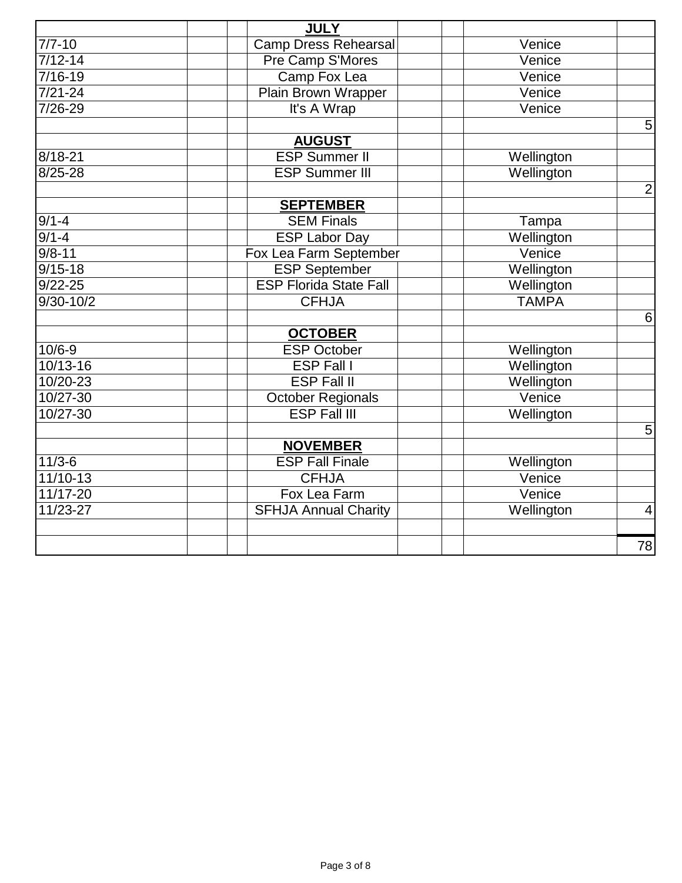| | | | | | | | |
|---|---|---|---|---|---|---|---|
| | | | **JULY** | | | | |
| 7/7-10 | | | Camp Dress Rehearsal | | | Venice | |
| 7/12-14 | | | Pre Camp S'Mores | | | Venice | |
| 7/16-19 | | | Camp Fox Lea | | | Venice | |
| 7/21-24 | | | Plain Brown Wrapper | | | Venice | |
| 7/26-29 | | | It's A Wrap | | | Venice | |
| | | | | | | | 5 |
| | | | **AUGUST** | | | | |
| 8/18-21 | | | ESP Summer II | | | Wellington | |
| 8/25-28 | | | ESP Summer III | | | Wellington | |
| | | | | | | | 2 |
| | | | **SEPTEMBER** | | | | |
| 9/1-4 | | | SEM Finals | | | Tampa | |
| 9/1-4 | | | ESP Labor Day | | | Wellington | |
| 9/8-11 | | | Fox Lea Farm September | | | Venice | |
| 9/15-18 | | | ESP September | | | Wellington | |
| 9/22-25 | | | ESP Florida State Fall | | | Wellington | |
| 9/30-10/2 | | | CFHJA | | | TAMPA | |
| | | | | | | | 6 |
| | | | **OCTOBER** | | | | |
| 10/6-9 | | | ESP October | | | Wellington | |
| 10/13-16 | | | ESP Fall I | | | Wellington | |
| 10/20-23 | | | ESP Fall II | | | Wellington | |
| 10/27-30 | | | October Regionals | | | Venice | |
| 10/27-30 | | | ESP Fall III | | | Wellington | |
| | | | | | | | 5 |
| | | | **NOVEMBER** | | | | |
| 11/3-6 | | | ESP Fall Finale | | | Wellington | |
| 11/10-13 | | | CFHJA | | | Venice | |
| 11/17-20 | | | Fox Lea Farm | | | Venice | |
| 11/23-27 | | | SFHJA Annual Charity | | | Wellington | 4 |
| | | | | | | | |
| | | | | | | | 78 |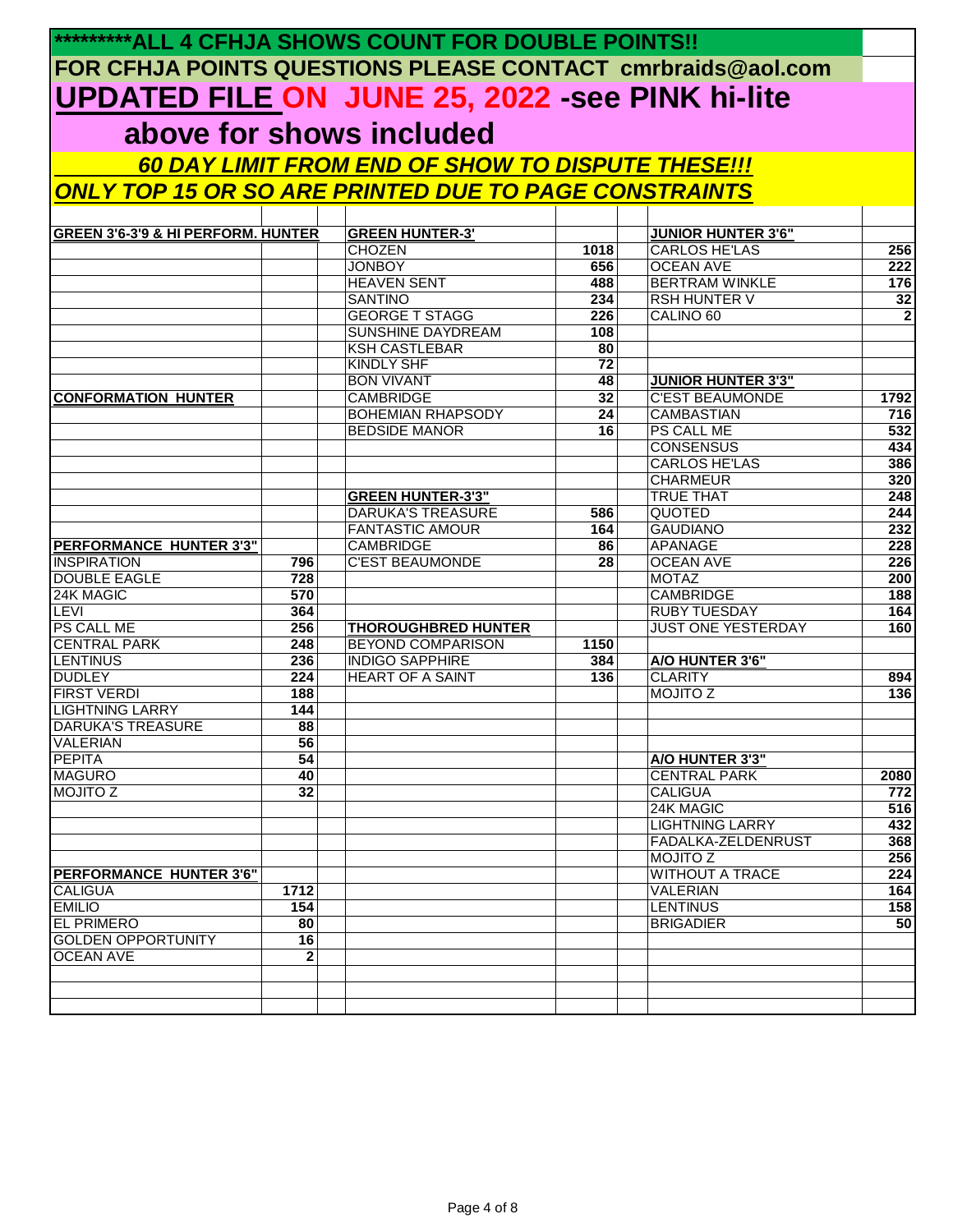**\*\*\*\*\*\*\*\*\*ALL 4 CFHJA SHOWS COUNT FOR DOUBLE POINTS!!**

**FOR CFHJA POINTS QUESTIONS PLEASE CONTACT cmrbraids@aol.com**

## UPDATED FILE ON JUNE 25, 2022 -see PINK hi-lite above for shows included

***60 DAY LIMIT FROM END OF SHOW TO DISPUTE THESE!!!***

***ONLY TOP 15 OR SO ARE PRINTED DUE TO PAGE CONSTRAINTS***

| | | | | | | | |
|---|---|---|---|---|---|---|---|
| **GREEN 3'6-3'9 & HI PERFORM. HUNTER** | | | **GREEN HUNTER-3'** | | | **JUNIOR HUNTER 3'6"** | |
| | | | CHOZEN | 1018 | | CARLOS HE'LAS | 256 |
| | | | JONBOY | 656 | | OCEAN AVE | 222 |
| | | | HEAVEN SENT | 488 | | BERTRAM WINKLE | 176 |
| | | | SANTINO | 234 | | RSH HUNTER V | 32 |
| | | | GEORGE T STAGG | 226 | | CALINO 60 | 2 |
| | | | SUNSHINE DAYDREAM | 108 | | | |
| | | | KSH CASTLEBAR | 80 | | | |
| | | | KINDLY SHF | 72 | | | |
| | | | BON VIVANT | 48 | | **JUNIOR HUNTER 3'3"** | |
| **CONFORMATION HUNTER** | | | CAMBRIDGE | 32 | | C'EST BEAUMONDE | 1792 |
| | | | BOHEMIAN RHAPSODY | 24 | | CAMBASTIAN | 716 |
| | | | BEDSIDE MANOR | 16 | | PS CALL ME | 532 |
| | | | | | | CONSENSUS | 434 |
| | | | | | | CARLOS HE'LAS | 386 |
| | | | | | | CHARMEUR | 320 |
| | | | **GREEN HUNTER-3'3"** | | | TRUE THAT | 248 |
| | | | DARUKA'S TREASURE | 586 | | QUOTED | 244 |
| | | | FANTASTIC AMOUR | 164 | | GAUDIANO | 232 |
| **PERFORMANCE HUNTER 3'3"** | | | CAMBRIDGE | 86 | | APANAGE | 228 |
| INSPIRATION | 796 | | C'EST BEAUMONDE | 28 | | OCEAN AVE | 226 |
| DOUBLE EAGLE | 728 | | | | | MOTAZ | 200 |
| 24K MAGIC | 570 | | | | | CAMBRIDGE | 188 |
| LEVI | 364 | | | | | RUBY TUESDAY | 164 |
| PS CALL ME | 256 | | **THOROUGHBRED HUNTER** | | | JUST ONE YESTERDAY | 160 |
| CENTRAL PARK | 248 | | BEYOND COMPARISON | 1150 | | | |
| LENTINUS | 236 | | INDIGO SAPPHIRE | 384 | | **A/O HUNTER 3'6"** | |
| DUDLEY | 224 | | HEART OF A SAINT | 136 | | CLARITY | 894 |
| FIRST VERDI | 188 | | | | | MOJITO Z | 136 |
| LIGHTNING LARRY | 144 | | | | | | |
| DARUKA'S TREASURE | 88 | | | | | | |
| VALERIAN | 56 | | | | | | |
| PEPITA | 54 | | | | | **A/O HUNTER 3'3"** | |
| MAGURO | 40 | | | | | CENTRAL PARK | 2080 |
| MOJITO Z | 32 | | | | | CALIGUA | 772 |
| | | | | | | 24K MAGIC | 516 |
| | | | | | | LIGHTNING LARRY | 432 |
| | | | | | | FADALKA-ZELDENRUST | 368 |
| | | | | | | MOJITO Z | 256 |
| **PERFORMANCE HUNTER 3'6"** | | | | | | WITHOUT A TRACE | 224 |
| CALIGUA | 1712 | | | | | VALERIAN | 164 |
| EMILIO | 154 | | | | | LENTINUS | 158 |
| EL PRIMERO | 80 | | | | | BRIGADIER | 50 |
| GOLDEN OPPORTUNITY | 16 | | | | | | |
| OCEAN AVE | 2 | | | | | | |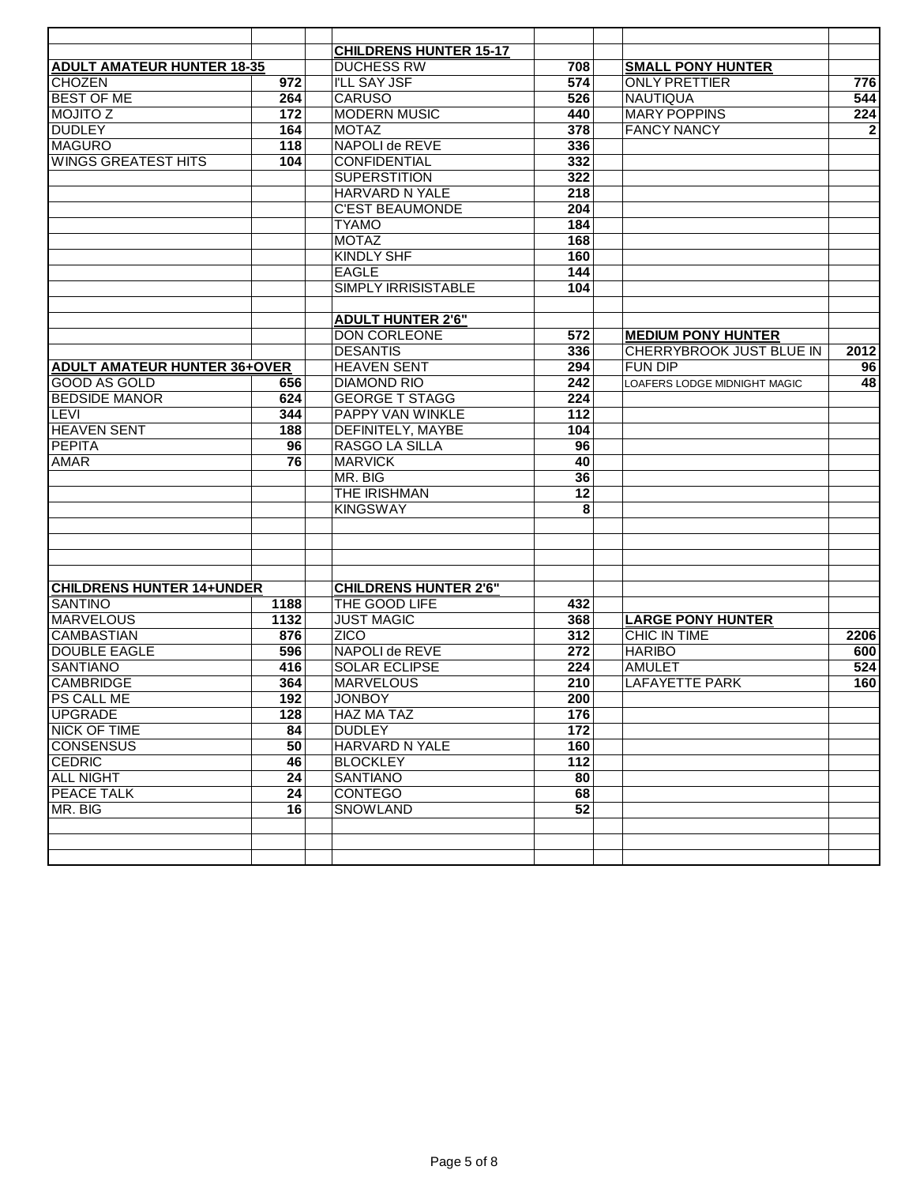| | | | | | | | |
|---|---|---|---|---|---|---|---|
| | | | **CHILDRENS HUNTER 15-17** | | | | |
| **ADULT AMATEUR HUNTER 18-35** | | | DUCHESS RW | 708 | | **SMALL PONY HUNTER** | |
| CHOZEN | 972 | | I'LL SAY JSF | 574 | | ONLY PRETTIER | 776 |
| BEST OF ME | 264 | | CARUSO | 526 | | NAUTIQUA | 544 |
| MOJITO Z | 172 | | MODERN MUSIC | 440 | | MARY POPPINS | 224 |
| DUDLEY | 164 | | MOTAZ | 378 | | FANCY NANCY | 2 |
| MAGURO | 118 | | NAPOLI de REVE | 336 | | | |
| WINGS GREATEST HITS | 104 | | CONFIDENTIAL | 332 | | | |
| | | | SUPERSTITION | 322 | | | |
| | | | HARVARD N YALE | 218 | | | |
| | | | C'EST BEAUMONDE | 204 | | | |
| | | | TYAMO | 184 | | | |
| | | | MOTAZ | 168 | | | |
| | | | KINDLY SHF | 160 | | | |
| | | | EAGLE | 144 | | | |
| | | | SIMPLY IRRISISTABLE | 104 | | | |
| | | | | | | | |
| | | | **ADULT HUNTER 2'6"** | | | | |
| | | | DON CORLEONE | 572 | | **MEDIUM PONY HUNTER** | |
| | | | DESANTIS | 336 | | CHERRYBROOK JUST BLUE IN | 2012 |
| **ADULT AMATEUR HUNTER 36+OVER** | | | HEAVEN SENT | 294 | | FUN DIP | 96 |
| GOOD AS GOLD | 656 | | DIAMOND RIO | 242 | | LOAFERS LODGE MIDNIGHT MAGIC | 48 |
| BEDSIDE MANOR | 624 | | GEORGE T STAGG | 224 | | | |
| LEVI | 344 | | PAPPY VAN WINKLE | 112 | | | |
| HEAVEN SENT | 188 | | DEFINITELY, MAYBE | 104 | | | |
| PEPITA | 96 | | RASGO LA SILLA | 96 | | | |
| AMAR | 76 | | MARVICK | 40 | | | |
| | | | MR. BIG | 36 | | | |
| | | | THE IRISHMAN | 12 | | | |
| | | | KINGSWAY | 8 | | | |
| | | | | | | | |
| | | | | | | | |
| | | | | | | | |
| | | | | | | | |
| **CHILDRENS HUNTER 14+UNDER** | | | **CHILDRENS HUNTER 2'6"** | | | | |
| SANTINO | 1188 | | THE GOOD LIFE | 432 | | | |
| MARVELOUS | 1132 | | JUST MAGIC | 368 | | **LARGE PONY HUNTER** | |
| CAMBASTIAN | 876 | | ZICO | 312 | | CHIC IN TIME | 2206 |
| DOUBLE EAGLE | 596 | | NAPOLI de REVE | 272 | | HARIBO | 600 |
| SANTIANO | 416 | | SOLAR ECLIPSE | 224 | | AMULET | 524 |
| CAMBRIDGE | 364 | | MARVELOUS | 210 | | LAFAYETTE PARK | 160 |
| PS CALL ME | 192 | | JONBOY | 200 | | | |
| UPGRADE | 128 | | HAZ MA TAZ | 176 | | | |
| NICK OF TIME | 84 | | DUDLEY | 172 | | | |
| CONSENSUS | 50 | | HARVARD N YALE | 160 | | | |
| CEDRIC | 46 | | BLOCKLEY | 112 | | | |
| ALL NIGHT | 24 | | SANTIANO | 80 | | | |
| PEACE TALK | 24 | | CONTEGO | 68 | | | |
| MR. BIG | 16 | | SNOWLAND | 52 | | | |
| | | | | | | | |
| | | | | | | | |
| | | | | | | | |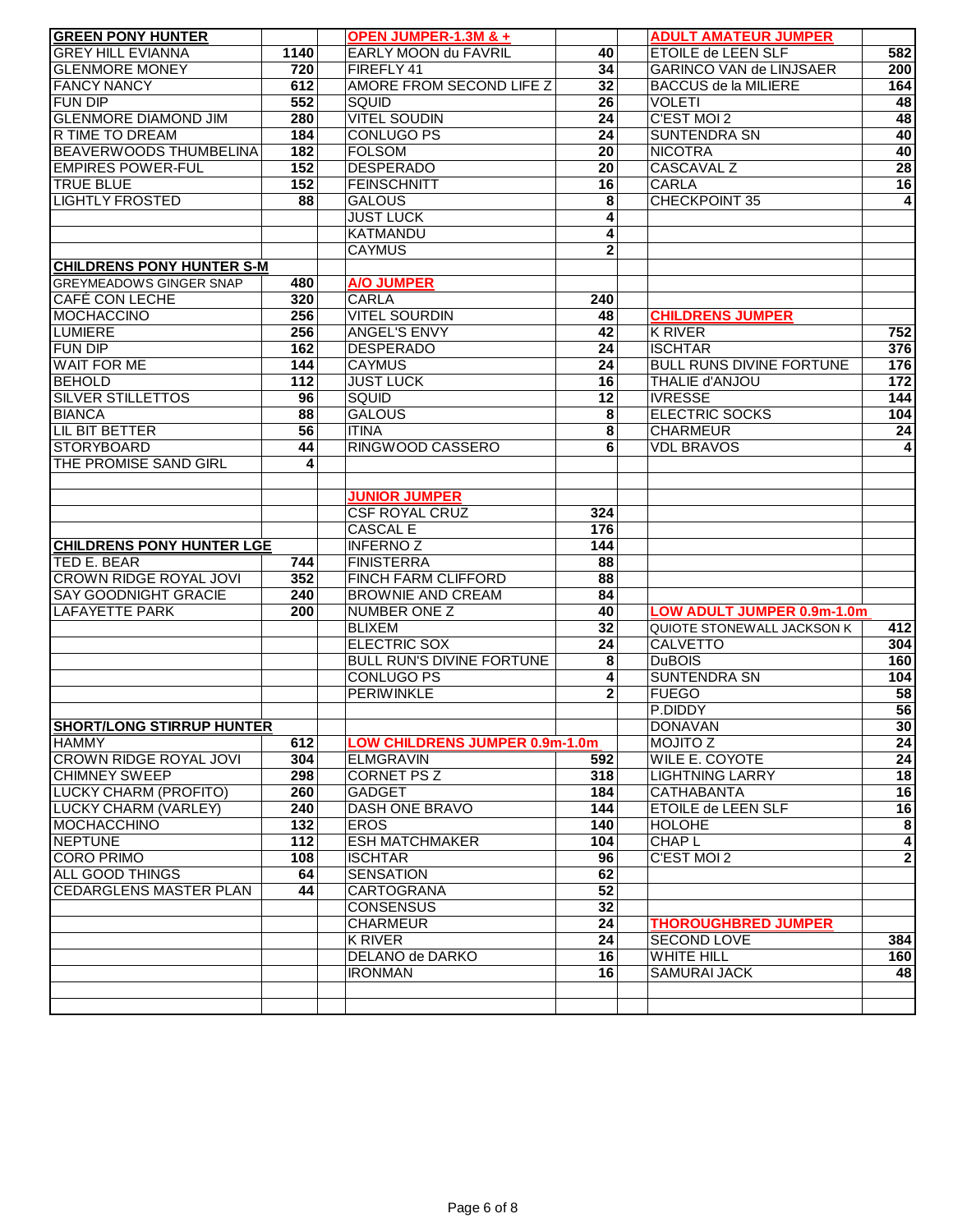| GREEN PONY HUNTER | |
|---|---|
| GREY HILL EVIANNA | 1140 |
| GLENMORE MONEY | 720 |
| FANCY NANCY | 612 |
| FUN DIP | 552 |
| GLENMORE DIAMOND JIM | 280 |
| R TIME TO DREAM | 184 |
| BEAVERWOODS THUMBELINA | 182 |
| EMPIRES POWER-FUL | 152 |
| TRUE BLUE | 152 |
| LIGHTLY FROSTED | 88 |

| CHILDRENS PONY HUNTER S-M | |
|---|---|
| GREYMEADOWS GINGER SNAP | 480 |
| CAFÉ CON LECHE | 320 |
| MOCHACCINO | 256 |
| LUMIERE | 256 |
| FUN DIP | 162 |
| WAIT FOR ME | 144 |
| BEHOLD | 112 |
| SILVER STILLETTOS | 96 |
| BIANCA | 88 |
| LIL BIT BETTER | 56 |
| STORYBOARD | 44 |
| THE PROMISE SAND GIRL | 4 |

| CHILDRENS PONY HUNTER LGE | |
|---|---|
| TED E. BEAR | 744 |
| CROWN RIDGE ROYAL JOVI | 352 |
| SAY GOODNIGHT GRACIE | 240 |
| LAFAYETTE PARK | 200 |

| SHORT/LONG STIRRUP HUNTER | |
|---|---|
| HAMMY | 612 |
| CROWN RIDGE ROYAL JOVI | 304 |
| CHIMNEY SWEEP | 298 |
| LUCKY CHARM (PROFITO) | 260 |
| LUCKY CHARM (VARLEY) | 240 |
| MOCHACCHINO | 132 |
| NEPTUNE | 112 |
| CORO PRIMO | 108 |
| ALL GOOD THINGS | 64 |
| CEDARGLENS MASTER PLAN | 44 |

| OPEN JUMPER-1.3M & + | |
|---|---|
| EARLY MOON du FAVRIL | 40 |
| FIREFLY 41 | 34 |
| AMORE FROM SECOND LIFE Z | 32 |
| SQUID | 26 |
| VITEL SOUDIN | 24 |
| CONLUGO PS | 24 |
| FOLSOM | 20 |
| DESPERADO | 20 |
| FEINSCHNITT | 16 |
| GALOUS | 8 |
| JUST LUCK | 4 |
| KATMANDU | 4 |
| CAYMUS | 2 |

| A/O JUMPER | |
|---|---|
| CARLA | 240 |
| VITEL SOURDIN | 48 |
| ANGEL'S ENVY | 42 |
| DESPERADO | 24 |
| CAYMUS | 24 |
| JUST LUCK | 16 |
| SQUID | 12 |
| GALOUS | 8 |
| ITINA | 8 |
| RINGWOOD CASSERO | 6 |

| JUNIOR JUMPER | |
|---|---|
| CSF ROYAL CRUZ | 324 |
| CASCAL E | 176 |
| INFERNO Z | 144 |
| FINISTERRA | 88 |
| FINCH FARM CLIFFORD | 88 |
| BROWNIE AND CREAM | 84 |
| NUMBER ONE Z | 40 |
| BLIXEM | 32 |
| ELECTRIC SOX | 24 |
| BULL RUN'S DIVINE FORTUNE | 8 |
| CONLUGO PS | 4 |
| PERIWINKLE | 2 |

| LOW CHILDRENS JUMPER 0.9m-1.0m | |
|---|---|
| ELMGRAVIN | 592 |
| CORNET PS Z | 318 |
| GADGET | 184 |
| DASH ONE BRAVO | 144 |
| EROS | 140 |
| ESH MATCHMAKER | 104 |
| ISCHTAR | 96 |
| SENSATION | 62 |
| CARTOGRANA | 52 |
| CONSENSUS | 32 |
| CHARMEUR | 24 |
| K RIVER | 24 |
| DELANO de DARKO | 16 |
| IRONMAN | 16 |

| ADULT AMATEUR JUMPER | |
|---|---|
| ETOILE de LEEN SLF | 582 |
| GARINCO VAN de LINJSAER | 200 |
| BACCUS de la MILIERE | 164 |
| VOLETI | 48 |
| C'EST MOI 2 | 48 |
| SUNTENDRA SN | 40 |
| NICOTRA | 40 |
| CASCAVAL Z | 28 |
| CARLA | 16 |
| CHECKPOINT 35 | 4 |

| CHILDRENS JUMPER | |
|---|---|
| K RIVER | 752 |
| ISCHTAR | 376 |
| BULL RUNS DIVINE FORTUNE | 176 |
| THALIE d'ANJOU | 172 |
| IVRESSE | 144 |
| ELECTRIC SOCKS | 104 |
| CHARMEUR | 24 |
| VDL BRAVOS | 4 |

| LOW ADULT JUMPER 0.9m-1.0m | |
|---|---|
| QUIOTE STONEWALL JACKSON K | 412 |
| CALVETTO | 304 |
| DuBOIS | 160 |
| SUNTENDRA SN | 104 |
| FUEGO | 58 |
| P.DIDDY | 56 |
| DONAVAN | 30 |
| MOJITO Z | 24 |
| WILE E. COYOTE | 24 |
| LIGHTNING LARRY | 18 |
| CATHABANTA | 16 |
| ETOILE de LEEN SLF | 16 |
| HOLOHE | 8 |
| CHAP L | 4 |
| C'EST MOI 2 | 2 |

| THOROUGHBRED JUMPER | |
|---|---|
| SECOND LOVE | 384 |
| WHITE HILL | 160 |
| SAMURAI JACK | 48 |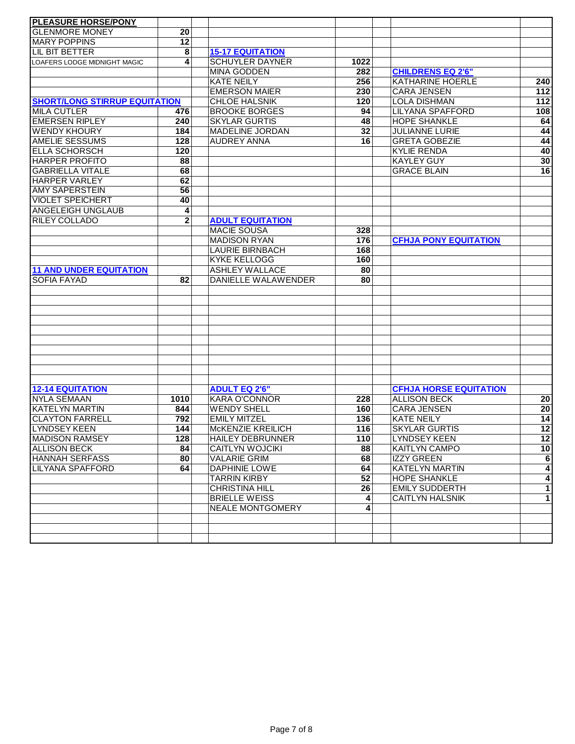### PLEASURE HORSE/PONY

| Name | Points |
|---|---|
| GLENMORE MONEY | 20 |
| MARY POPPINS | 12 |
| LIL BIT BETTER | 8 |
| LOAFERS LODGE MIDNIGHT MAGIC | 4 |

### 15-17 EQUITATION

| Name | Points |
|---|---|
| SCHUYLER DAYNER | 1022 |
| MINA GODDEN | 282 |
| KATE NEILY | 256 |
| EMERSON MAIER | 230 |
| CHLOE HALSNIK | 120 |
| BROOKE BORGES | 94 |
| SKYLAR GURTIS | 48 |
| MADELINE JORDAN | 32 |
| AUDREY ANNA | 16 |

### CHILDRENS EQ 2'6"

| Name | Points |
|---|---|
| KATHARINE HOERLE | 240 |
| CARA JENSEN | 112 |
| LOLA DISHMAN | 112 |
| LILYANA SPAFFORD | 108 |
| HOPE SHANKLE | 64 |
| JULIANNE LURIE | 44 |
| GRETA GOBEZIE | 44 |
| KYLIE RENDA | 40 |
| KAYLEY GUY | 30 |
| GRACE BLAIN | 16 |

### SHORT/LONG STIRRUP EQUITATION

| Name | Points |
|---|---|
| MILA CUTLER | 476 |
| EMERSEN RIPLEY | 240 |
| WENDY KHOURY | 184 |
| AMELIE SESSUMS | 128 |
| ELLA SCHORSCH | 120 |
| HARPER PROFITO | 88 |
| GABRIELLA VITALE | 68 |
| HARPER VARLEY | 62 |
| AMY SAPERSTEIN | 56 |
| VIOLET SPEICHERT | 40 |
| ANGELEIGH UNGLAUB | 4 |
| RILEY COLLADO | 2 |

### ADULT EQUITATION

| Name | Points |
|---|---|
| MACIE SOUSA | 328 |
| MADISON RYAN | 176 |
| LAURIE BIRNBACH | 168 |
| KYKE KELLOGG | 160 |
| ASHLEY WALLACE | 80 |
| DANIELLE WALAWENDER | 80 |

### CFHJA PONY EQUITATION

### 11 AND UNDER EQUITATION

| Name | Points |
|---|---|
| SOFIA FAYAD | 82 |

### 12-14 EQUITATION

| Name | Points |
|---|---|
| NYLA SEMAAN | 1010 |
| KATELYN MARTIN | 844 |
| CLAYTON FARRELL | 792 |
| LYNDSEY KEEN | 144 |
| MADISON RAMSEY | 128 |
| ALLISON BECK | 84 |
| HANNAH SERFASS | 80 |
| LILYANA SPAFFORD | 64 |

### ADULT EQ 2'6"

| Name | Points |
|---|---|
| KARA O'CONNOR | 228 |
| WENDY SHELL | 160 |
| EMILY MITZEL | 136 |
| McKENZIE KREILICH | 116 |
| HAILEY DEBRUNNER | 110 |
| CAITLYN WOJCIKI | 88 |
| VALARIE GRIM | 68 |
| DAPHINIE LOWE | 64 |
| TARRIN KIRBY | 52 |
| CHRISTINA HILL | 26 |
| BRIELLE WEISS | 4 |
| NEALE MONTGOMERY | 4 |

### CFHJA HORSE EQUITATION

| Name | Points |
|---|---|
| ALLISON BECK | 20 |
| CARA JENSEN | 20 |
| KATE NEILY | 14 |
| SKYLAR GURTIS | 12 |
| LYNDSEY KEEN | 12 |
| KAITLYN CAMPO | 10 |
| IZZY GREEN | 6 |
| KATELYN MARTIN | 4 |
| HOPE SHANKLE | 4 |
| EMILY SUDDERTH | 1 |
| CAITLYN HALSNIK | 1 |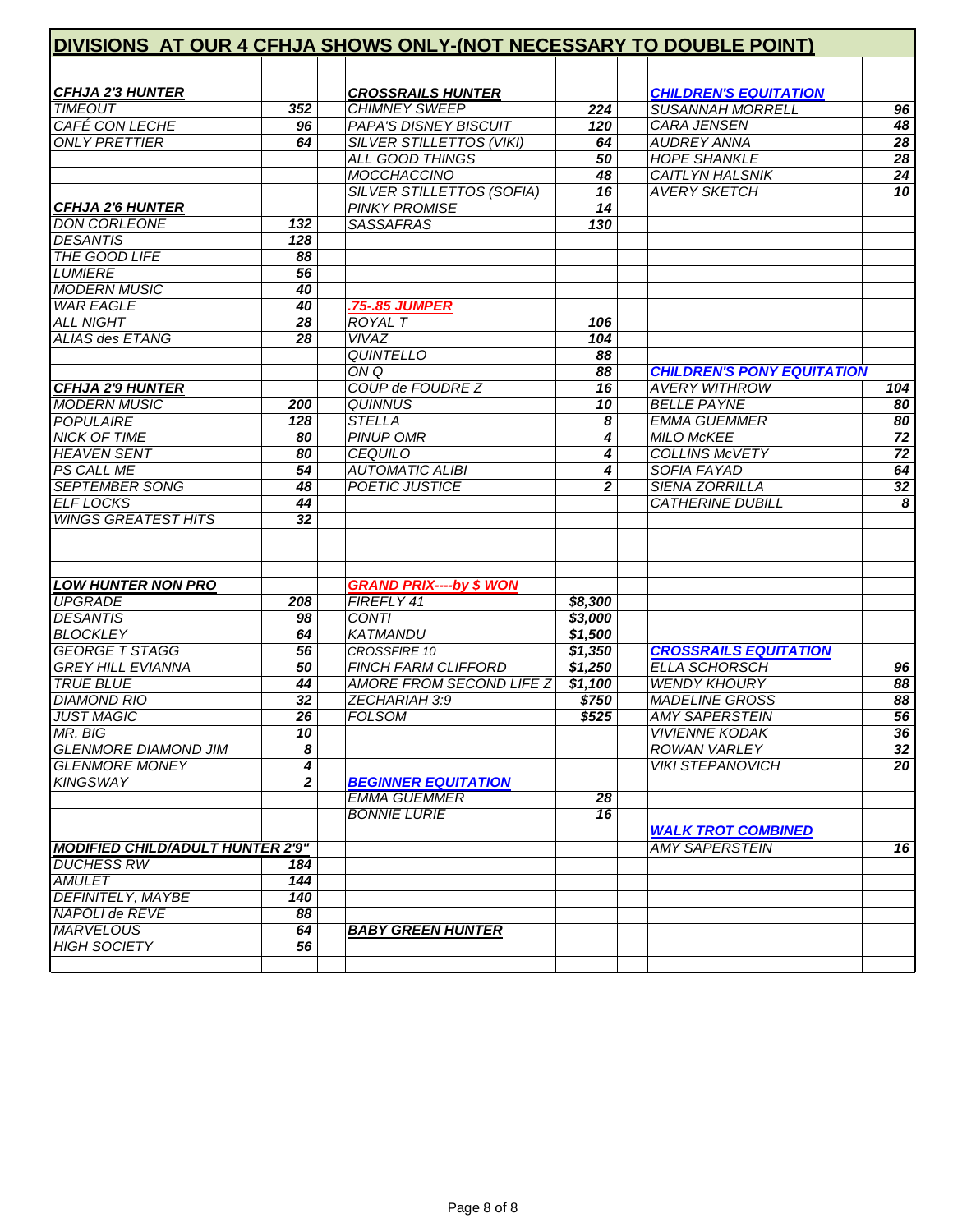## DIVISIONS AT OUR 4 CFHJA SHOWS ONLY-(NOT NECESSARY TO DOUBLE POINT)

| | | | | | | | |
|---|---|---|---|---|---|---|---|
| **CFHJA 2'3 HUNTER** | | | **CROSSRAILS HUNTER** | | | **CHILDREN'S EQUITATION** | |
| TIMEOUT | 352 | | CHIMNEY SWEEP | 224 | | SUSANNAH MORRELL | 96 |
| CAFÉ CON LECHE | 96 | | PAPA'S DISNEY BISCUIT | 120 | | CARA JENSEN | 48 |
| ONLY PRETTIER | 64 | | SILVER STILLETTOS (VIKI) | 64 | | AUDREY ANNA | 28 |
| | | | ALL GOOD THINGS | 50 | | HOPE SHANKLE | 28 |
| | | | MOCCHACCINO | 48 | | CAITLYN HALSNIK | 24 |
| | | | SILVER STILLETTOS (SOFIA) | 16 | | AVERY SKETCH | 10 |
| **CFHJA 2'6 HUNTER** | | | PINKY PROMISE | 14 | | | |
| DON CORLEONE | 132 | | SASSAFRAS | 130 | | | |
| DESANTIS | 128 | | | | | | |
| THE GOOD LIFE | 88 | | | | | | |
| LUMIERE | 56 | | | | | | |
| MODERN MUSIC | 40 | | | | | | |
| WAR EAGLE | 40 | | **.75-.85 JUMPER** | | | | |
| ALL NIGHT | 28 | | ROYAL T | 106 | | | |
| ALIAS des ETANG | 28 | | VIVAZ | 104 | | | |
| | | | QUINTELLO | 88 | | | |
| | | | ON Q | 88 | | **CHILDREN'S PONY EQUITATION** | |
| **CFHJA 2'9 HUNTER** | | | COUP de FOUDRE Z | 16 | | AVERY WITHROW | 104 |
| MODERN MUSIC | 200 | | QUINNUS | 10 | | BELLE PAYNE | 80 |
| POPULAIRE | 128 | | STELLA | 8 | | EMMA GUEMMER | 80 |
| NICK OF TIME | 80 | | PINUP OMR | 4 | | MILO McKEE | 72 |
| HEAVEN SENT | 80 | | CEQUILO | 4 | | COLLINS McVETY | 72 |
| PS CALL ME | 54 | | AUTOMATIC ALIBI | 4 | | SOFIA FAYAD | 64 |
| SEPTEMBER SONG | 48 | | POETIC JUSTICE | 2 | | SIENA ZORRILLA | 32 |
| ELF LOCKS | 44 | | | | | CATHERINE DUBILL | 8 |
| WINGS GREATEST HITS | 32 | | | | | | |
| | | | | | | | |
| | | | | | | | |
| | | | | | | | |
| **LOW HUNTER NON PRO** | | | **GRAND PRIX----by $ WON** | | | | |
| UPGRADE | 208 | | FIREFLY 41 | $8,300 | | | |
| DESANTIS | 98 | | CONTI | $3,000 | | | |
| BLOCKLEY | 64 | | KATMANDU | $1,500 | | | |
| GEORGE T STAGG | 56 | | CROSSFIRE 10 | $1,350 | | **CROSSRAILS EQUITATION** | |
| GREY HILL EVIANNA | 50 | | FINCH FARM CLIFFORD | $1,250 | | ELLA SCHORSCH | 96 |
| TRUE BLUE | 44 | | AMORE FROM SECOND LIFE Z | $1,100 | | WENDY KHOURY | 88 |
| DIAMOND RIO | 32 | | ZECHARIAH 3:9 | $750 | | MADELINE GROSS | 88 |
| JUST MAGIC | 26 | | FOLSOM | $525 | | AMY SAPERSTEIN | 56 |
| MR. BIG | 10 | | | | | VIVIENNE KODAK | 36 |
| GLENMORE DIAMOND JIM | 8 | | | | | ROWAN VARLEY | 32 |
| GLENMORE MONEY | 4 | | | | | VIKI STEPANOVICH | 20 |
| KINGSWAY | 2 | | **BEGINNER EQUITATION** | | | | |
| | | | EMMA GUEMMER | 28 | | | |
| | | | BONNIE LURIE | 16 | | | |
| | | | | | | **WALK TROT COMBINED** | |
| **MODIFIED CHILD/ADULT HUNTER 2'9"** | | | | | | AMY SAPERSTEIN | 16 |
| DUCHESS RW | 184 | | | | | | |
| AMULET | 144 | | | | | | |
| DEFINITELY, MAYBE | 140 | | | | | | |
| NAPOLI de REVE | 88 | | | | | | |
| MARVELOUS | 64 | | **BABY GREEN HUNTER** | | | | |
| HIGH SOCIETY | 56 | | | | | | |